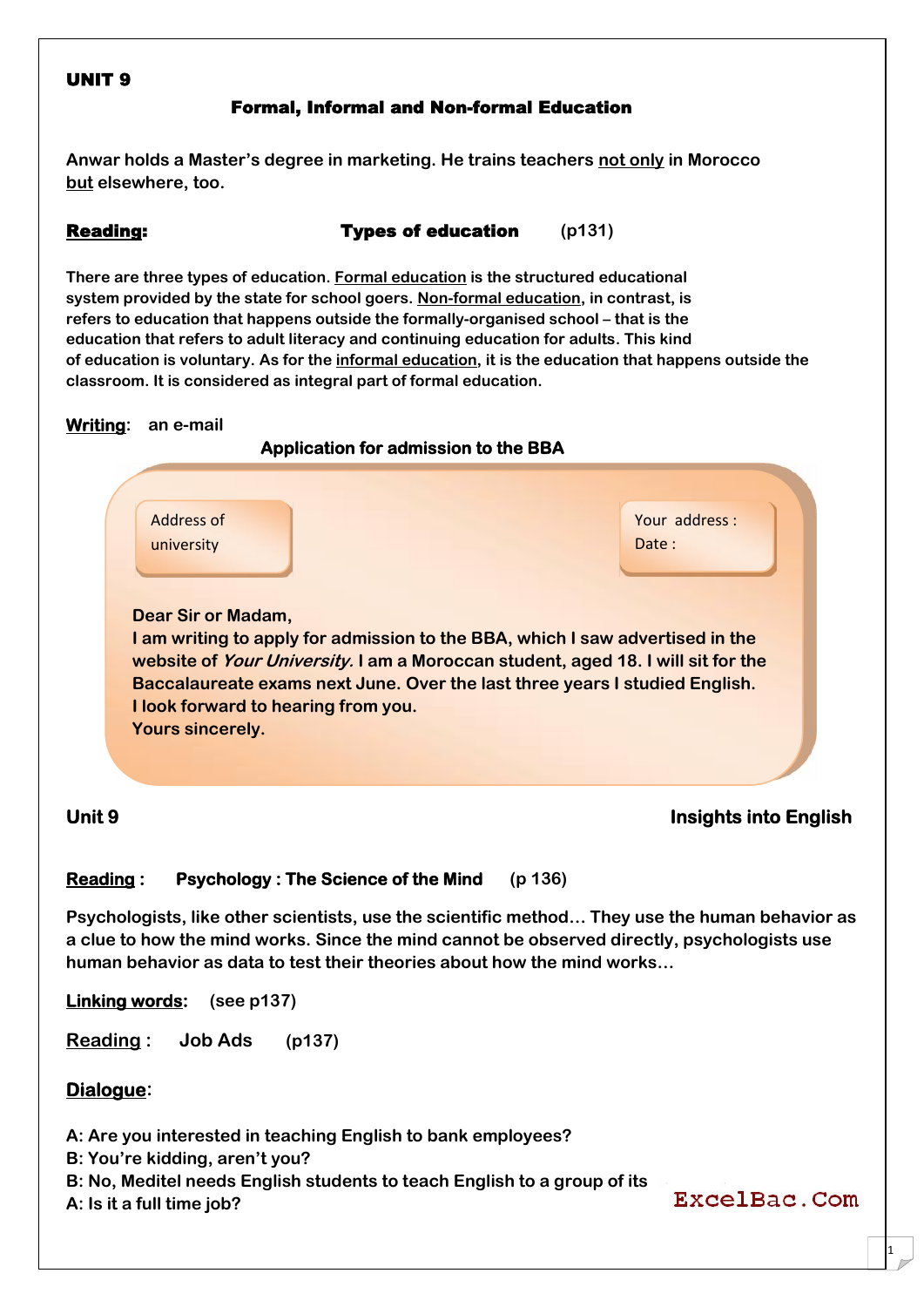**UNIT 9**

## Formal, Informal and Non-formal Education

Anwar holds a Master's degree in marketing. He trains teachers not only in Morocco but elsewhere, too.

**Reading:** **Types of education** (p131)

There are three types of education. Formal education is the structured educational system provided by the state for school goers. Non-formal education, in contrast, is refers to education that happens outside the formally-organised school – that is the education that refers to adult literacy and continuing education for adults. This kind of education is voluntary. As for the informal education, it is the education that happens outside the classroom. It is considered as integral part of formal education.

**Writing**: an e-mail

**Application for admission to the BBA**

Address of university

Your address :
Date :

Dear Sir or Madam,
I am writing to apply for admission to the BBA, which I saw advertised in the website of *Your University.* I am a Moroccan student, aged 18. I will sit for the Baccalaureate exams next June. Over the last three years I studied English.
I look forward to hearing from you.
Yours sincerely.

**Unit 9** **Insights into English**

**Reading** : **Psychology : The Science of the Mind** (p 136)

Psychologists, like other scientists, use the scientific method… They use the human behavior as a clue to how the mind works. Since the mind cannot be observed directly, psychologists use human behavior as data to test their theories about how the mind works…

**Linking words**: (see p137)

**Reading** : Job Ads (p137)

**Dialogue**:

A: Are you interested in teaching English to bank employees?
B: You're kidding, aren't you?
B: No, Meditel needs English students to teach English to a group of its
A: Is it a full time job?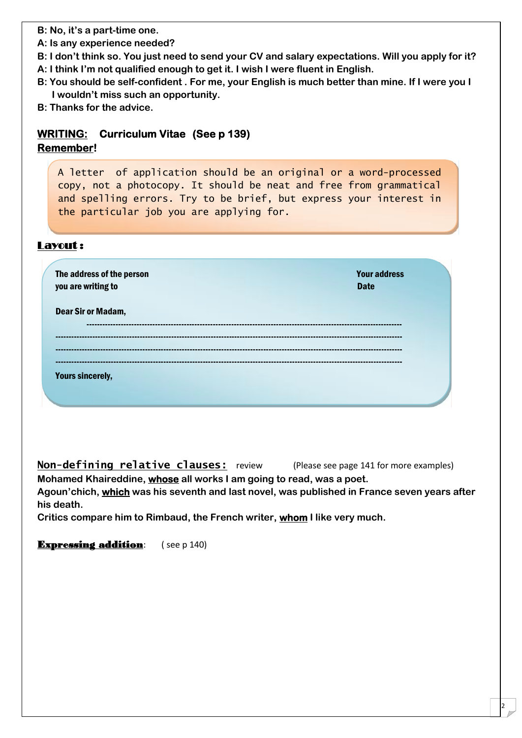**B: No, it's a part-time one.**

**A: Is any experience needed?**

**B: I don't think so. You just need to send your CV and salary expectations. Will you apply for it?**

**A: I think I'm not qualified enough to get it. I wish I were fluent in English.**

**B: You should be self-confident . For me, your English is much better than mine. If I were you I I wouldn't miss such an opportunity.**

**B: Thanks for the advice.**

## WRITING: Curriculum Vitae (See p 139)

**Remember!**

> A letter of application should be an original or a word-processed copy, not a photocopy. It should be neat and free from grammatical and spelling errors. Try to be brief, but express your interest in the particular job you are applying for.

**Layout :**

> **The address of the person you are writing to** — **Your address**, **Date**
>
> **Dear Sir or Madam,**
>
> ----------------------------------------------------------------------------------------------------------------
>
> ----------------------------------------------------------------------------------------------------------------
>
> ----------------------------------------------------------------------------------------------------------------
>
> ----------------------------------------------------------------------------------------------------------------
>
> **Yours sincerely,**

**Non-defining relative clauses:** review (Please see page 141 for more examples)

**Mohamed Khaireddine, whose all works I am going to read, was a poet.**

**Agoun'chich, which was his seventh and last novel, was published in France seven years after his death.**

**Critics compare him to Rimbaud, the French writer, whom I like very much.**

**Expressing addition**: ( see p 140)